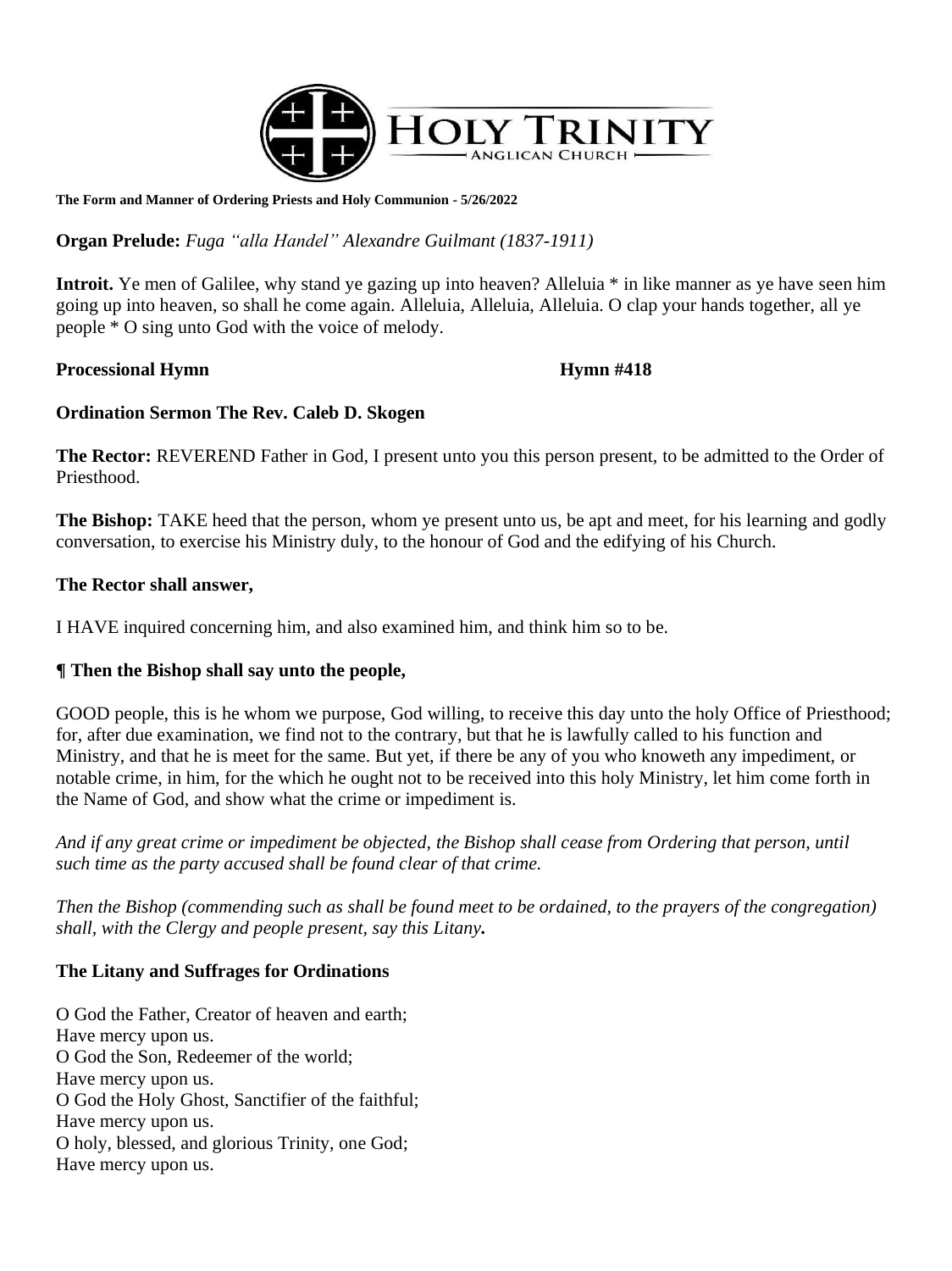HOLY TRINITY
ANGLICAN CHURCH

**The Form and Manner of Ordering Priests and Holy Communion - 5/26/2022**

**Organ Prelude:** *Fuga "alla Handel" Alexandre Guilmant (1837-1911)*

**Introit.** Ye men of Galilee, why stand ye gazing up into heaven? Alleluia * in like manner as ye have seen him going up into heaven, so shall he come again. Alleluia, Alleluia, Alleluia. O clap your hands together, all ye people * O sing unto God with the voice of melody.

**Processional Hymn** **Hymn #418**

**Ordination Sermon The Rev. Caleb D. Skogen**

**The Rector:** REVEREND Father in God, I present unto you this person present, to be admitted to the Order of Priesthood.

**The Bishop:** TAKE heed that the person, whom ye present unto us, be apt and meet, for his learning and godly conversation, to exercise his Ministry duly, to the honour of God and the edifying of his Church.

**The Rector shall answer,**

I HAVE inquired concerning him, and also examined him, and think him so to be.

**¶ Then the Bishop shall say unto the people,**

GOOD people, this is he whom we purpose, God willing, to receive this day unto the holy Office of Priesthood; for, after due examination, we find not to the contrary, but that he is lawfully called to his function and Ministry, and that he is meet for the same. But yet, if there be any of you who knoweth any impediment, or notable crime, in him, for the which he ought not to be received into this holy Ministry, let him come forth in the Name of God, and show what the crime or impediment is.

*And if any great crime or impediment be objected, the Bishop shall cease from Ordering that person, until such time as the party accused shall be found clear of that crime.*

*Then the Bishop (commending such as shall be found meet to be ordained, to the prayers of the congregation) shall, with the Clergy and people present, say this Litany.*

**The Litany and Suffrages for Ordinations**

O God the Father, Creator of heaven and earth;
Have mercy upon us.
O God the Son, Redeemer of the world;
Have mercy upon us.
O God the Holy Ghost, Sanctifier of the faithful;
Have mercy upon us.
O holy, blessed, and glorious Trinity, one God;
Have mercy upon us.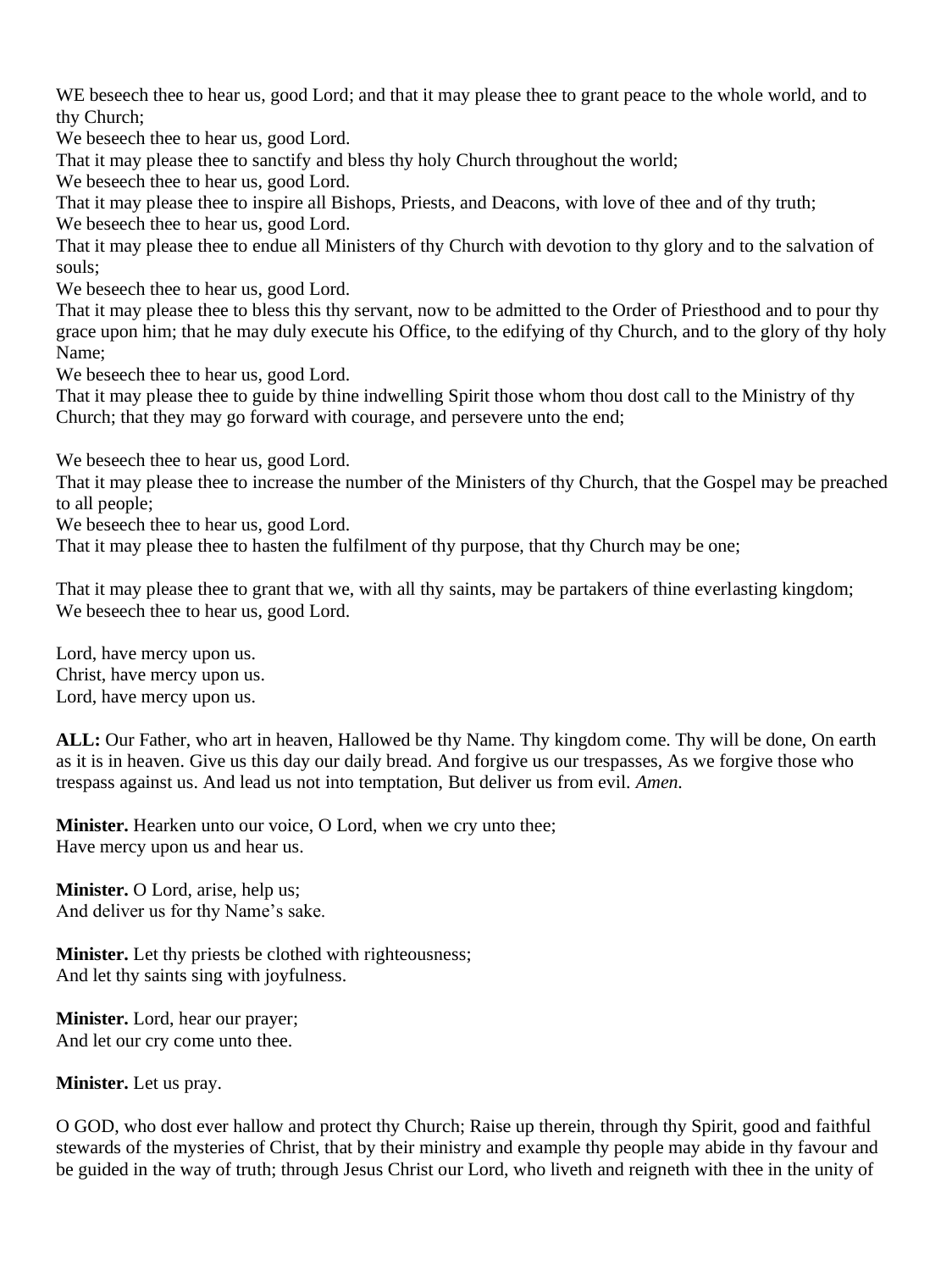WE beseech thee to hear us, good Lord; and that it may please thee to grant peace to the whole world, and to thy Church;
We beseech thee to hear us, good Lord.
That it may please thee to sanctify and bless thy holy Church throughout the world;
We beseech thee to hear us, good Lord.
That it may please thee to inspire all Bishops, Priests, and Deacons, with love of thee and of thy truth;
We beseech thee to hear us, good Lord.
That it may please thee to endue all Ministers of thy Church with devotion to thy glory and to the salvation of souls;
We beseech thee to hear us, good Lord.
That it may please thee to bless this thy servant, now to be admitted to the Order of Priesthood and to pour thy grace upon him; that he may duly execute his Office, to the edifying of thy Church, and to the glory of thy holy Name;
We beseech thee to hear us, good Lord.
That it may please thee to guide by thine indwelling Spirit those whom thou dost call to the Ministry of thy Church; that they may go forward with courage, and persevere unto the end;

We beseech thee to hear us, good Lord.
That it may please thee to increase the number of the Ministers of thy Church, that the Gospel may be preached to all people;
We beseech thee to hear us, good Lord.
That it may please thee to hasten the fulfilment of thy purpose, that thy Church may be one;

That it may please thee to grant that we, with all thy saints, may be partakers of thine everlasting kingdom;
We beseech thee to hear us, good Lord.

Lord, have mercy upon us.
Christ, have mercy upon us.
Lord, have mercy upon us.

**ALL:** Our Father, who art in heaven, Hallowed be thy Name. Thy kingdom come. Thy will be done, On earth as it is in heaven. Give us this day our daily bread. And forgive us our trespasses, As we forgive those who trespass against us. And lead us not into temptation, But deliver us from evil. *Amen.*

**Minister.** Hearken unto our voice, O Lord, when we cry unto thee;
Have mercy upon us and hear us.

**Minister.** O Lord, arise, help us;
And deliver us for thy Name's sake.

**Minister.** Let thy priests be clothed with righteousness;
And let thy saints sing with joyfulness.

**Minister.** Lord, hear our prayer;
And let our cry come unto thee.

**Minister.** Let us pray.

O GOD, who dost ever hallow and protect thy Church; Raise up therein, through thy Spirit, good and faithful stewards of the mysteries of Christ, that by their ministry and example thy people may abide in thy favour and be guided in the way of truth; through Jesus Christ our Lord, who liveth and reigneth with thee in the unity of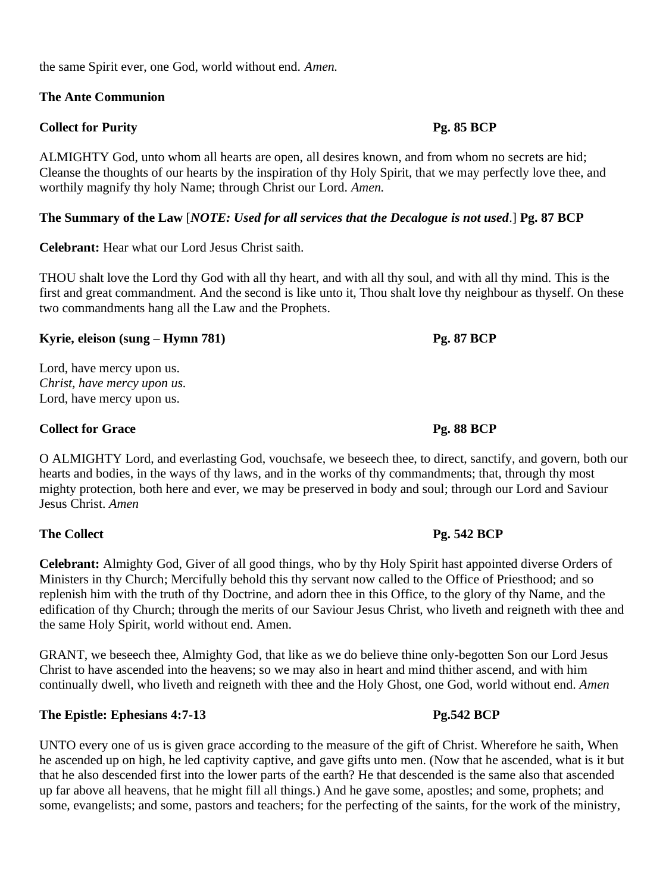the same Spirit ever, one God, world without end. *Amen.*

**The Ante Communion**

**Collect for Purity** **Pg. 85 BCP**

ALMIGHTY God, unto whom all hearts are open, all desires known, and from whom no secrets are hid; Cleanse the thoughts of our hearts by the inspiration of thy Holy Spirit, that we may perfectly love thee, and worthily magnify thy holy Name; through Christ our Lord. *Amen.*

**The Summary of the Law** [***NOTE: Used for all services that the Decalogue is not used***.] **Pg. 87 BCP**

**Celebrant:** Hear what our Lord Jesus Christ saith.

THOU shalt love the Lord thy God with all thy heart, and with all thy soul, and with all thy mind. This is the first and great commandment. And the second is like unto it, Thou shalt love thy neighbour as thyself. On these two commandments hang all the Law and the Prophets.

**Kyrie, eleison (sung – Hymn 781)** **Pg. 87 BCP**

Lord, have mercy upon us.
*Christ, have mercy upon us.*
Lord, have mercy upon us.

**Collect for Grace** **Pg. 88 BCP**

O ALMIGHTY Lord, and everlasting God, vouchsafe, we beseech thee, to direct, sanctify, and govern, both our hearts and bodies, in the ways of thy laws, and in the works of thy commandments; that, through thy most mighty protection, both here and ever, we may be preserved in body and soul; through our Lord and Saviour Jesus Christ. *Amen*

**The Collect** **Pg. 542 BCP**

**Celebrant:** Almighty God, Giver of all good things, who by thy Holy Spirit hast appointed diverse Orders of Ministers in thy Church; Mercifully behold this thy servant now called to the Office of Priesthood; and so replenish him with the truth of thy Doctrine, and adorn thee in this Office, to the glory of thy Name, and the edification of thy Church; through the merits of our Saviour Jesus Christ, who liveth and reigneth with thee and the same Holy Spirit, world without end. Amen.

GRANT, we beseech thee, Almighty God, that like as we do believe thine only-begotten Son our Lord Jesus Christ to have ascended into the heavens; so we may also in heart and mind thither ascend, and with him continually dwell, who liveth and reigneth with thee and the Holy Ghost, one God, world without end. *Amen*

**The Epistle: Ephesians 4:7-13** **Pg.542 BCP**

UNTO every one of us is given grace according to the measure of the gift of Christ. Wherefore he saith, When he ascended up on high, he led captivity captive, and gave gifts unto men. (Now that he ascended, what is it but that he also descended first into the lower parts of the earth? He that descended is the same also that ascended up far above all heavens, that he might fill all things.) And he gave some, apostles; and some, prophets; and some, evangelists; and some, pastors and teachers; for the perfecting of the saints, for the work of the ministry,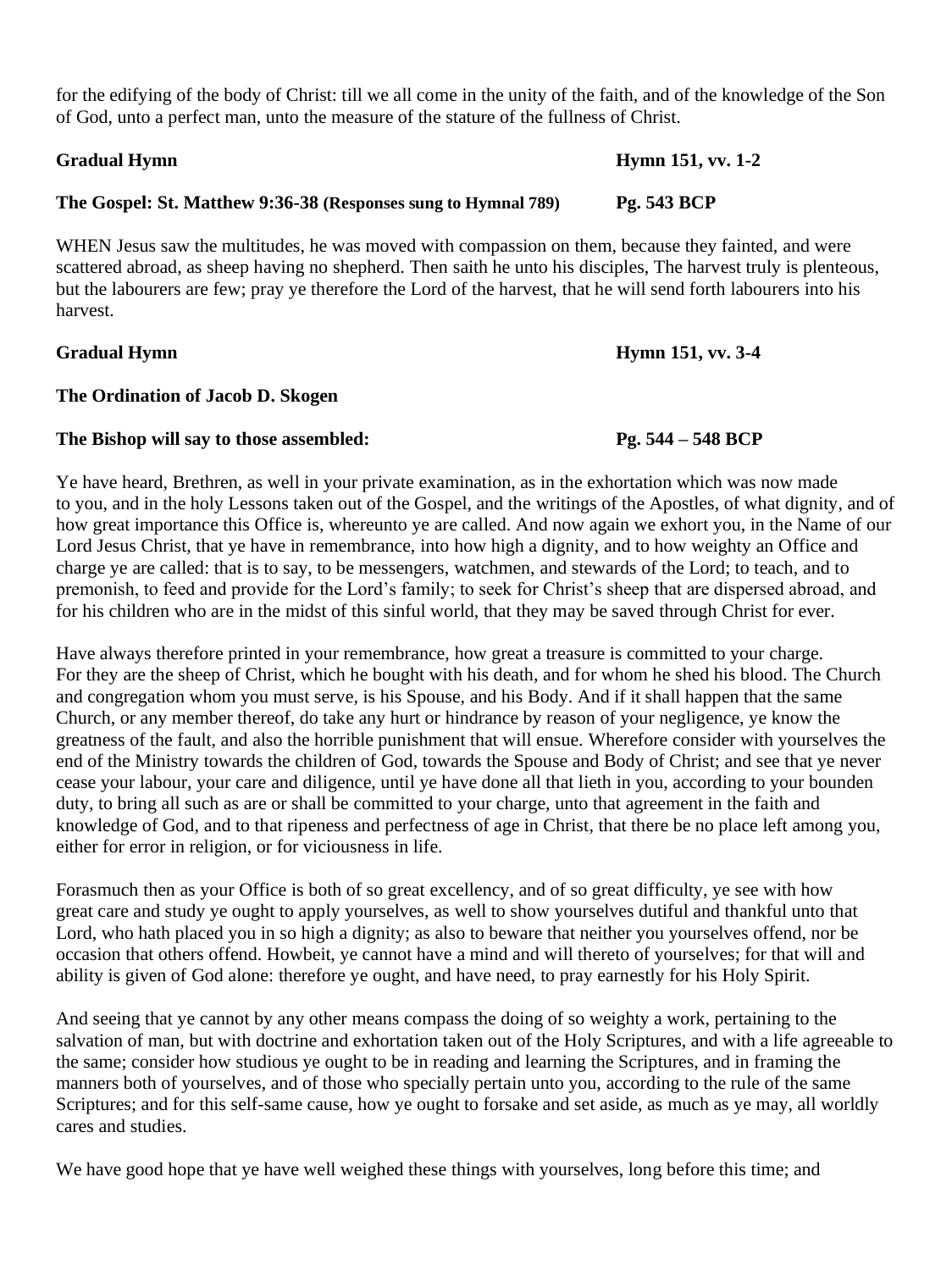for the edifying of the body of Christ: till we all come in the unity of the faith, and of the knowledge of the Son of God, unto a perfect man, unto the measure of the stature of the fullness of Christ.

**Gradual Hymn** **Hymn 151, vv. 1-2**

**The Gospel: St. Matthew 9:36-38 (Responses sung to Hymnal 789)** **Pg. 543 BCP**

WHEN Jesus saw the multitudes, he was moved with compassion on them, because they fainted, and were scattered abroad, as sheep having no shepherd. Then saith he unto his disciples, The harvest truly is plenteous, but the labourers are few; pray ye therefore the Lord of the harvest, that he will send forth labourers into his harvest.

**Gradual Hymn** **Hymn 151, vv. 3-4**

**The Ordination of Jacob D. Skogen**

**The Bishop will say to those assembled:** **Pg. 544 – 548 BCP**

Ye have heard, Brethren, as well in your private examination, as in the exhortation which was now made to you, and in the holy Lessons taken out of the Gospel, and the writings of the Apostles, of what dignity, and of how great importance this Office is, whereunto ye are called. And now again we exhort you, in the Name of our Lord Jesus Christ, that ye have in remembrance, into how high a dignity, and to how weighty an Office and charge ye are called: that is to say, to be messengers, watchmen, and stewards of the Lord; to teach, and to premonish, to feed and provide for the Lord's family; to seek for Christ's sheep that are dispersed abroad, and for his children who are in the midst of this sinful world, that they may be saved through Christ for ever.

Have always therefore printed in your remembrance, how great a treasure is committed to your charge. For they are the sheep of Christ, which he bought with his death, and for whom he shed his blood. The Church and congregation whom you must serve, is his Spouse, and his Body. And if it shall happen that the same Church, or any member thereof, do take any hurt or hindrance by reason of your negligence, ye know the greatness of the fault, and also the horrible punishment that will ensue. Wherefore consider with yourselves the end of the Ministry towards the children of God, towards the Spouse and Body of Christ; and see that ye never cease your labour, your care and diligence, until ye have done all that lieth in you, according to your bounden duty, to bring all such as are or shall be committed to your charge, unto that agreement in the faith and knowledge of God, and to that ripeness and perfectness of age in Christ, that there be no place left among you, either for error in religion, or for viciousness in life.

Forasmuch then as your Office is both of so great excellency, and of so great difficulty, ye see with how great care and study ye ought to apply yourselves, as well to show yourselves dutiful and thankful unto that Lord, who hath placed you in so high a dignity; as also to beware that neither you yourselves offend, nor be occasion that others offend. Howbeit, ye cannot have a mind and will thereto of yourselves; for that will and ability is given of God alone: therefore ye ought, and have need, to pray earnestly for his Holy Spirit.

And seeing that ye cannot by any other means compass the doing of so weighty a work, pertaining to the salvation of man, but with doctrine and exhortation taken out of the Holy Scriptures, and with a life agreeable to the same; consider how studious ye ought to be in reading and learning the Scriptures, and in framing the manners both of yourselves, and of those who specially pertain unto you, according to the rule of the same Scriptures; and for this self-same cause, how ye ought to forsake and set aside, as much as ye may, all worldly cares and studies.

We have good hope that ye have well weighed these things with yourselves, long before this time; and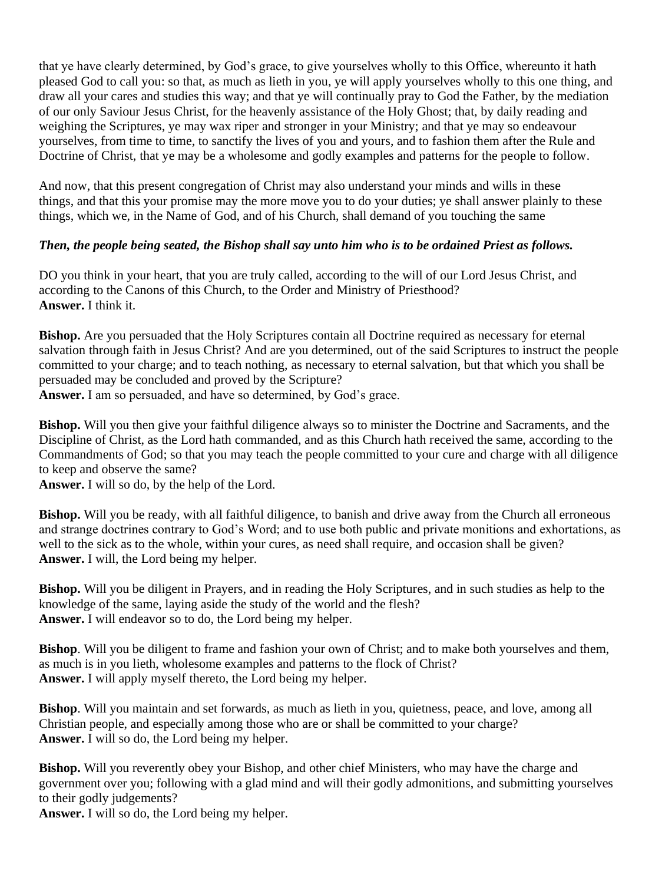that ye have clearly determined, by God's grace, to give yourselves wholly to this Office, whereunto it hath pleased God to call you: so that, as much as lieth in you, ye will apply yourselves wholly to this one thing, and draw all your cares and studies this way; and that ye will continually pray to God the Father, by the mediation of our only Saviour Jesus Christ, for the heavenly assistance of the Holy Ghost; that, by daily reading and weighing the Scriptures, ye may wax riper and stronger in your Ministry; and that ye may so endeavour yourselves, from time to time, to sanctify the lives of you and yours, and to fashion them after the Rule and Doctrine of Christ, that ye may be a wholesome and godly examples and patterns for the people to follow.

And now, that this present congregation of Christ may also understand your minds and wills in these things, and that this your promise may the more move you to do your duties; ye shall answer plainly to these things, which we, in the Name of God, and of his Church, shall demand of you touching the same

***Then, the people being seated, the Bishop shall say unto him who is to be ordained Priest as follows.***

DO you think in your heart, that you are truly called, according to the will of our Lord Jesus Christ, and according to the Canons of this Church, to the Order and Ministry of Priesthood?
**Answer.** I think it.

**Bishop.** Are you persuaded that the Holy Scriptures contain all Doctrine required as necessary for eternal salvation through faith in Jesus Christ? And are you determined, out of the said Scriptures to instruct the people committed to your charge; and to teach nothing, as necessary to eternal salvation, but that which you shall be persuaded may be concluded and proved by the Scripture?
**Answer.** I am so persuaded, and have so determined, by God's grace.

**Bishop.** Will you then give your faithful diligence always so to minister the Doctrine and Sacraments, and the Discipline of Christ, as the Lord hath commanded, and as this Church hath received the same, according to the Commandments of God; so that you may teach the people committed to your cure and charge with all diligence to keep and observe the same?
**Answer.** I will so do, by the help of the Lord.

**Bishop.** Will you be ready, with all faithful diligence, to banish and drive away from the Church all erroneous and strange doctrines contrary to God's Word; and to use both public and private monitions and exhortations, as well to the sick as to the whole, within your cures, as need shall require, and occasion shall be given?
**Answer.** I will, the Lord being my helper.

**Bishop.** Will you be diligent in Prayers, and in reading the Holy Scriptures, and in such studies as help to the knowledge of the same, laying aside the study of the world and the flesh?
**Answer.** I will endeavor so to do, the Lord being my helper.

**Bishop**. Will you be diligent to frame and fashion your own of Christ; and to make both yourselves and them, as much is in you lieth, wholesome examples and patterns to the flock of Christ?
**Answer.** I will apply myself thereto, the Lord being my helper.

**Bishop**. Will you maintain and set forwards, as much as lieth in you, quietness, peace, and love, among all Christian people, and especially among those who are or shall be committed to your charge?
**Answer.** I will so do, the Lord being my helper.

**Bishop.** Will you reverently obey your Bishop, and other chief Ministers, who may have the charge and government over you; following with a glad mind and will their godly admonitions, and submitting yourselves to their godly judgements?
**Answer.** I will so do, the Lord being my helper.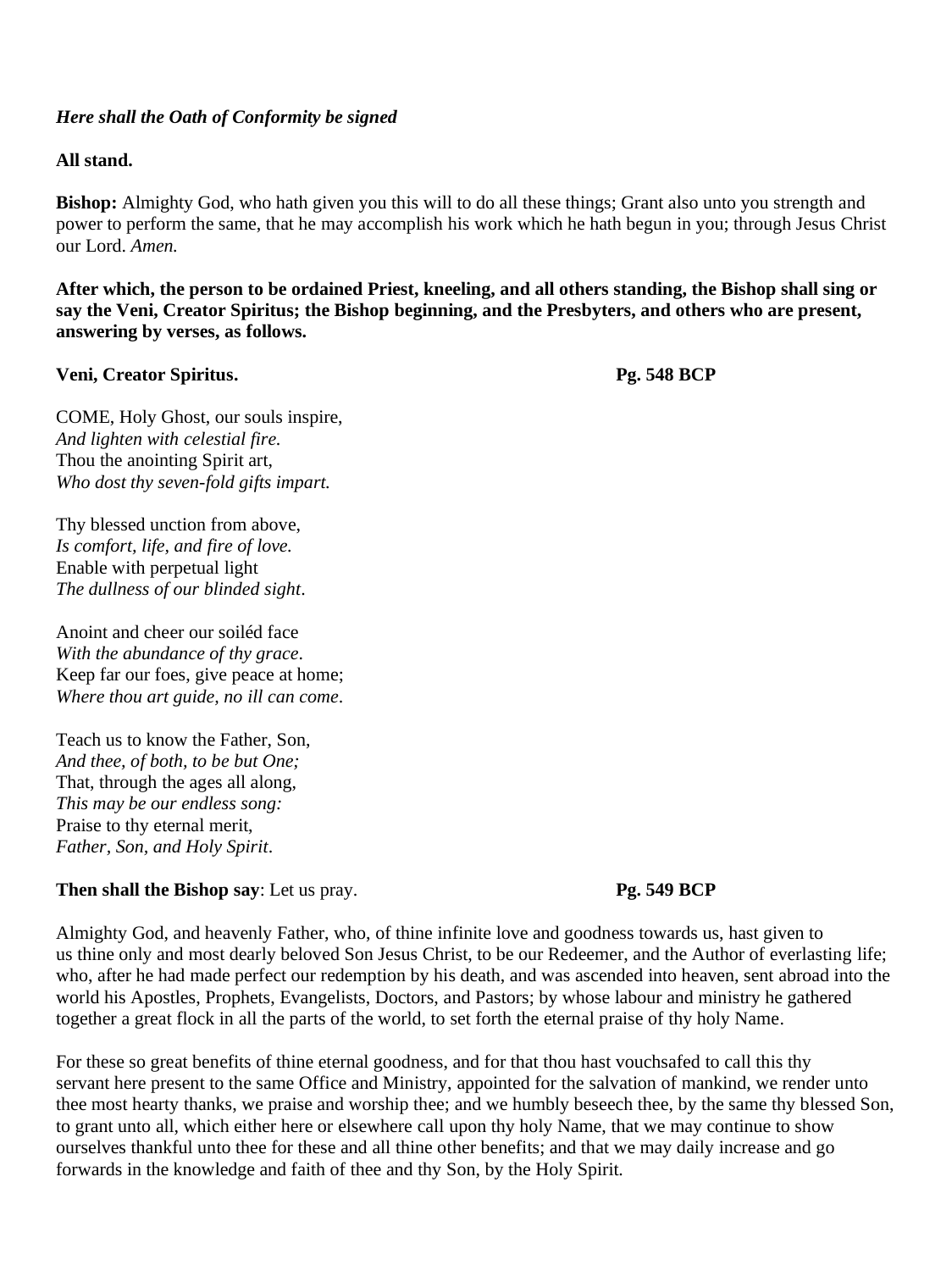*Here shall the Oath of Conformity be signed*

**All stand.**

**Bishop:** Almighty God, who hath given you this will to do all these things; Grant also unto you strength and power to perform the same, that he may accomplish his work which he hath begun in you; through Jesus Christ our Lord. *Amen.*

**After which, the person to be ordained Priest, kneeling, and all others standing, the Bishop shall sing or say the Veni, Creator Spiritus; the Bishop beginning, and the Presbyters, and others who are present, answering by verses, as follows.**

**Veni, Creator Spiritus.** **Pg. 548 BCP**

COME, Holy Ghost, our souls inspire,
*And lighten with celestial fire.*
Thou the anointing Spirit art,
*Who dost thy seven-fold gifts impart.*

Thy blessed unction from above,
*Is comfort, life, and fire of love.*
Enable with perpetual light
*The dullness of our blinded sight.*

Anoint and cheer our soiléd face
*With the abundance of thy grace.*
Keep far our foes, give peace at home;
*Where thou art guide, no ill can come.*

Teach us to know the Father, Son,
*And thee, of both, to be but One;*
That, through the ages all along,
*This may be our endless song:*
Praise to thy eternal merit,
*Father, Son, and Holy Spirit.*

**Then shall the Bishop say**: Let us pray. **Pg. 549 BCP**

Almighty God, and heavenly Father, who, of thine infinite love and goodness towards us, hast given to us thine only and most dearly beloved Son Jesus Christ, to be our Redeemer, and the Author of everlasting life; who, after he had made perfect our redemption by his death, and was ascended into heaven, sent abroad into the world his Apostles, Prophets, Evangelists, Doctors, and Pastors; by whose labour and ministry he gathered together a great flock in all the parts of the world, to set forth the eternal praise of thy holy Name.

For these so great benefits of thine eternal goodness, and for that thou hast vouchsafed to call this thy servant here present to the same Office and Ministry, appointed for the salvation of mankind, we render unto thee most hearty thanks, we praise and worship thee; and we humbly beseech thee, by the same thy blessed Son, to grant unto all, which either here or elsewhere call upon thy holy Name, that we may continue to show ourselves thankful unto thee for these and all thine other benefits; and that we may daily increase and go forwards in the knowledge and faith of thee and thy Son, by the Holy Spirit.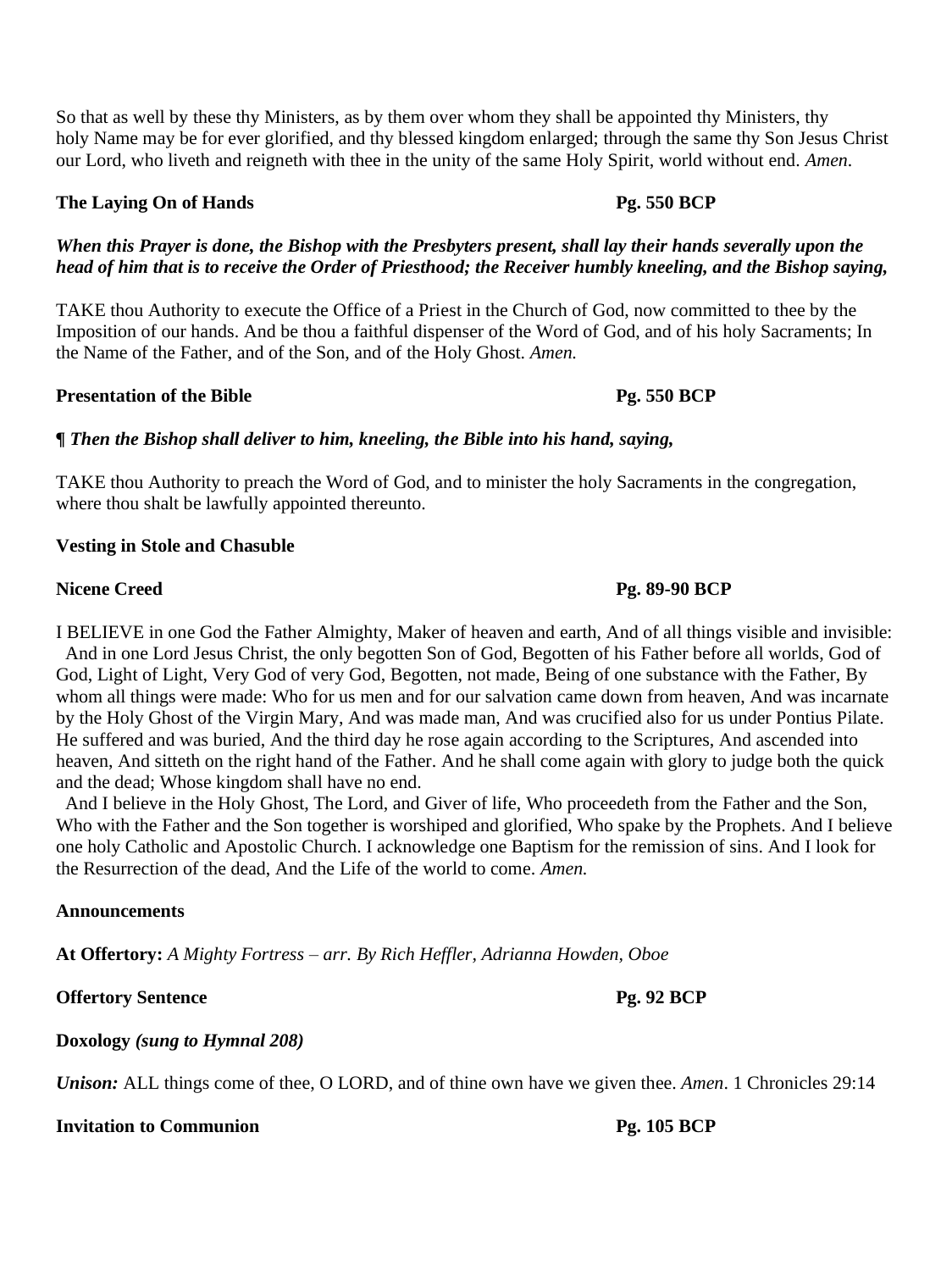So that as well by these thy Ministers, as by them over whom they shall be appointed thy Ministers, thy holy Name may be for ever glorified, and thy blessed kingdom enlarged; through the same thy Son Jesus Christ our Lord, who liveth and reigneth with thee in the unity of the same Holy Spirit, world without end. *Amen*.

**The Laying On of Hands** **Pg. 550 BCP**

***When this Prayer is done, the Bishop with the Presbyters present, shall lay their hands severally upon the head of him that is to receive the Order of Priesthood; the Receiver humbly kneeling, and the Bishop saying,***

TAKE thou Authority to execute the Office of a Priest in the Church of God, now committed to thee by the Imposition of our hands. And be thou a faithful dispenser of the Word of God, and of his holy Sacraments; In the Name of the Father, and of the Son, and of the Holy Ghost. *Amen.*

**Presentation of the Bible** **Pg. 550 BCP**

***¶ Then the Bishop shall deliver to him, kneeling, the Bible into his hand, saying,***

TAKE thou Authority to preach the Word of God, and to minister the holy Sacraments in the congregation, where thou shalt be lawfully appointed thereunto.

**Vesting in Stole and Chasuble**

**Nicene Creed** **Pg. 89-90 BCP**

I BELIEVE in one God the Father Almighty, Maker of heaven and earth, And of all things visible and invisible:
And in one Lord Jesus Christ, the only begotten Son of God, Begotten of his Father before all worlds, God of God, Light of Light, Very God of very God, Begotten, not made, Being of one substance with the Father, By whom all things were made: Who for us men and for our salvation came down from heaven, And was incarnate by the Holy Ghost of the Virgin Mary, And was made man, And was crucified also for us under Pontius Pilate. He suffered and was buried, And the third day he rose again according to the Scriptures, And ascended into heaven, And sitteth on the right hand of the Father. And he shall come again with glory to judge both the quick and the dead; Whose kingdom shall have no end.
And I believe in the Holy Ghost, The Lord, and Giver of life, Who proceedeth from the Father and the Son, Who with the Father and the Son together is worshiped and glorified, Who spake by the Prophets. And I believe one holy Catholic and Apostolic Church. I acknowledge one Baptism for the remission of sins. And I look for the Resurrection of the dead, And the Life of the world to come. *Amen.*

**Announcements**

**At Offertory:** *A Mighty Fortress – arr. By Rich Heffler, Adrianna Howden, Oboe*

**Offertory Sentence** **Pg. 92 BCP**

**Doxology** ***(sung to Hymnal 208)***

***Unison:*** ALL things come of thee, O LORD, and of thine own have we given thee. *Amen*. 1 Chronicles 29:14

**Invitation to Communion** **Pg. 105 BCP**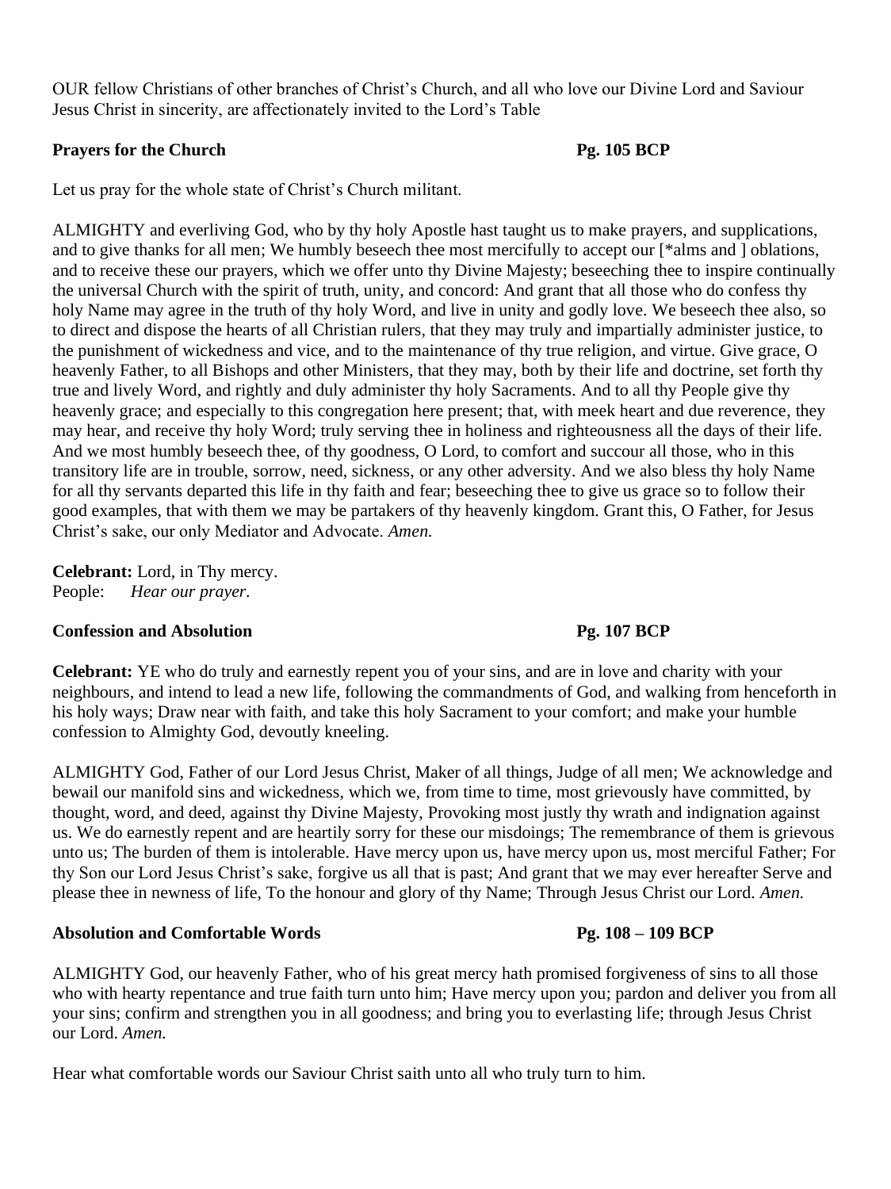OUR fellow Christians of other branches of Christ's Church, and all who love our Divine Lord and Saviour Jesus Christ in sincerity, are affectionately invited to the Lord's Table

**Prayers for the Church** **Pg. 105 BCP**

Let us pray for the whole state of Christ's Church militant.

ALMIGHTY and everliving God, who by thy holy Apostle hast taught us to make prayers, and supplications, and to give thanks for all men; We humbly beseech thee most mercifully to accept our [*alms and ] oblations, and to receive these our prayers, which we offer unto thy Divine Majesty; beseeching thee to inspire continually the universal Church with the spirit of truth, unity, and concord: And grant that all those who do confess thy holy Name may agree in the truth of thy holy Word, and live in unity and godly love. We beseech thee also, so to direct and dispose the hearts of all Christian rulers, that they may truly and impartially administer justice, to the punishment of wickedness and vice, and to the maintenance of thy true religion, and virtue. Give grace, O heavenly Father, to all Bishops and other Ministers, that they may, both by their life and doctrine, set forth thy true and lively Word, and rightly and duly administer thy holy Sacraments. And to all thy People give thy heavenly grace; and especially to this congregation here present; that, with meek heart and due reverence, they may hear, and receive thy holy Word; truly serving thee in holiness and righteousness all the days of their life. And we most humbly beseech thee, of thy goodness, O Lord, to comfort and succour all those, who in this transitory life are in trouble, sorrow, need, sickness, or any other adversity. And we also bless thy holy Name for all thy servants departed this life in thy faith and fear; beseeching thee to give us grace so to follow their good examples, that with them we may be partakers of thy heavenly kingdom. Grant this, O Father, for Jesus Christ's sake, our only Mediator and Advocate. *Amen.*

**Celebrant:** Lord, in Thy mercy.
People: *Hear our prayer.*

**Confession and Absolution** **Pg. 107 BCP**

**Celebrant:** YE who do truly and earnestly repent you of your sins, and are in love and charity with your neighbours, and intend to lead a new life, following the commandments of God, and walking from henceforth in his holy ways; Draw near with faith, and take this holy Sacrament to your comfort; and make your humble confession to Almighty God, devoutly kneeling.

ALMIGHTY God, Father of our Lord Jesus Christ, Maker of all things, Judge of all men; We acknowledge and bewail our manifold sins and wickedness, which we, from time to time, most grievously have committed, by thought, word, and deed, against thy Divine Majesty, Provoking most justly thy wrath and indignation against us. We do earnestly repent and are heartily sorry for these our misdoings; The remembrance of them is grievous unto us; The burden of them is intolerable. Have mercy upon us, have mercy upon us, most merciful Father; For thy Son our Lord Jesus Christ's sake, forgive us all that is past; And grant that we may ever hereafter Serve and please thee in newness of life, To the honour and glory of thy Name; Through Jesus Christ our Lord. *Amen.*

**Absolution and Comfortable Words** **Pg. 108 – 109 BCP**

ALMIGHTY God, our heavenly Father, who of his great mercy hath promised forgiveness of sins to all those who with hearty repentance and true faith turn unto him; Have mercy upon you; pardon and deliver you from all your sins; confirm and strengthen you in all goodness; and bring you to everlasting life; through Jesus Christ our Lord. *Amen.*

Hear what comfortable words our Saviour Christ saith unto all who truly turn to him.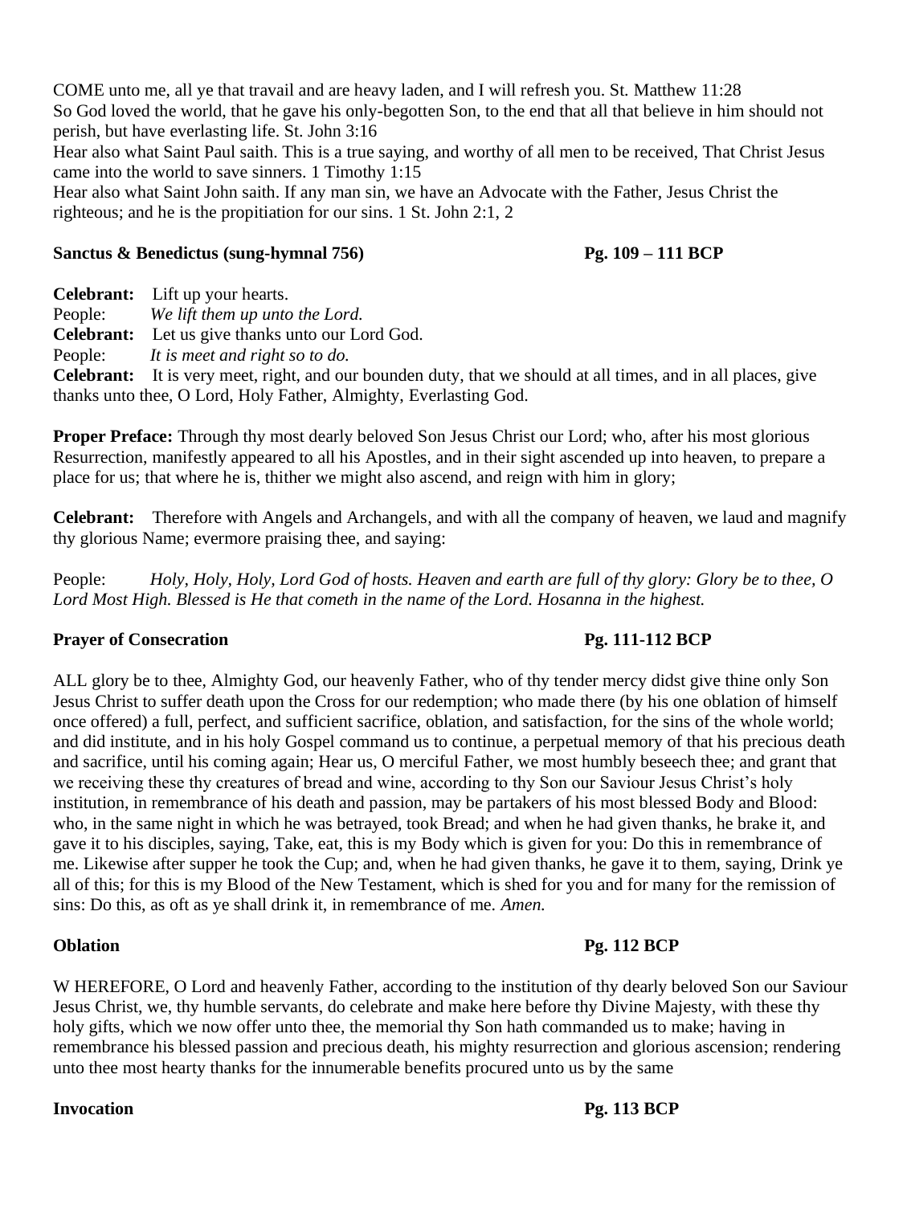COME unto me, all ye that travail and are heavy laden, and I will refresh you. St. Matthew 11:28
So God loved the world, that he gave his only-begotten Son, to the end that all that believe in him should not perish, but have everlasting life. St. John 3:16
Hear also what Saint Paul saith. This is a true saying, and worthy of all men to be received, That Christ Jesus came into the world to save sinners. 1 Timothy 1:15
Hear also what Saint John saith. If any man sin, we have an Advocate with the Father, Jesus Christ the righteous; and he is the propitiation for our sins. 1 St. John 2:1, 2

**Sanctus & Benedictus (sung-hymnal 756)** **Pg. 109 – 111 BCP**

**Celebrant:** Lift up your hearts.
People: *We lift them up unto the Lord.*
**Celebrant:** Let us give thanks unto our Lord God.
People: *It is meet and right so to do.*
**Celebrant:** It is very meet, right, and our bounden duty, that we should at all times, and in all places, give thanks unto thee, O Lord, Holy Father, Almighty, Everlasting God.

**Proper Preface:** Through thy most dearly beloved Son Jesus Christ our Lord; who, after his most glorious Resurrection, manifestly appeared to all his Apostles, and in their sight ascended up into heaven, to prepare a place for us; that where he is, thither we might also ascend, and reign with him in glory;

**Celebrant:** Therefore with Angels and Archangels, and with all the company of heaven, we laud and magnify thy glorious Name; evermore praising thee, and saying:

People: *Holy, Holy, Holy, Lord God of hosts. Heaven and earth are full of thy glory: Glory be to thee, O Lord Most High. Blessed is He that cometh in the name of the Lord. Hosanna in the highest.*

**Prayer of Consecration** **Pg. 111-112 BCP**

ALL glory be to thee, Almighty God, our heavenly Father, who of thy tender mercy didst give thine only Son Jesus Christ to suffer death upon the Cross for our redemption; who made there (by his one oblation of himself once offered) a full, perfect, and sufficient sacrifice, oblation, and satisfaction, for the sins of the whole world; and did institute, and in his holy Gospel command us to continue, a perpetual memory of that his precious death and sacrifice, until his coming again; Hear us, O merciful Father, we most humbly beseech thee; and grant that we receiving these thy creatures of bread and wine, according to thy Son our Saviour Jesus Christ's holy institution, in remembrance of his death and passion, may be partakers of his most blessed Body and Blood: who, in the same night in which he was betrayed, took Bread; and when he had given thanks, he brake it, and gave it to his disciples, saying, Take, eat, this is my Body which is given for you: Do this in remembrance of me. Likewise after supper he took the Cup; and, when he had given thanks, he gave it to them, saying, Drink ye all of this; for this is my Blood of the New Testament, which is shed for you and for many for the remission of sins: Do this, as oft as ye shall drink it, in remembrance of me. *Amen.*

**Oblation** **Pg. 112 BCP**

W HEREFORE, O Lord and heavenly Father, according to the institution of thy dearly beloved Son our Saviour Jesus Christ, we, thy humble servants, do celebrate and make here before thy Divine Majesty, with these thy holy gifts, which we now offer unto thee, the memorial thy Son hath commanded us to make; having in remembrance his blessed passion and precious death, his mighty resurrection and glorious ascension; rendering unto thee most hearty thanks for the innumerable benefits procured unto us by the same

**Invocation** **Pg. 113 BCP**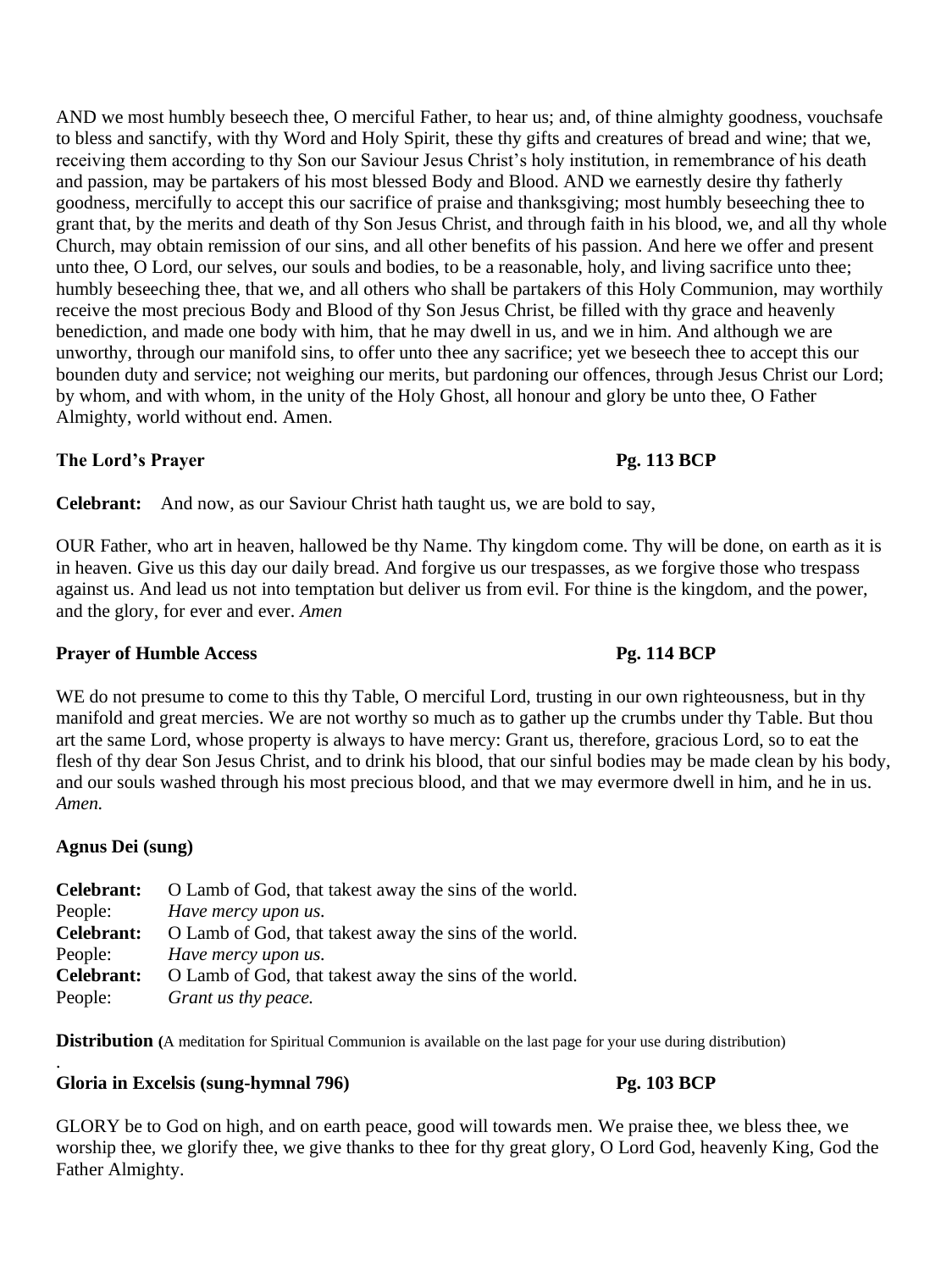AND we most humbly beseech thee, O merciful Father, to hear us; and, of thine almighty goodness, vouchsafe to bless and sanctify, with thy Word and Holy Spirit, these thy gifts and creatures of bread and wine; that we, receiving them according to thy Son our Saviour Jesus Christ's holy institution, in remembrance of his death and passion, may be partakers of his most blessed Body and Blood. AND we earnestly desire thy fatherly goodness, mercifully to accept this our sacrifice of praise and thanksgiving; most humbly beseeching thee to grant that, by the merits and death of thy Son Jesus Christ, and through faith in his blood, we, and all thy whole Church, may obtain remission of our sins, and all other benefits of his passion. And here we offer and present unto thee, O Lord, our selves, our souls and bodies, to be a reasonable, holy, and living sacrifice unto thee; humbly beseeching thee, that we, and all others who shall be partakers of this Holy Communion, may worthily receive the most precious Body and Blood of thy Son Jesus Christ, be filled with thy grace and heavenly benediction, and made one body with him, that he may dwell in us, and we in him. And although we are unworthy, through our manifold sins, to offer unto thee any sacrifice; yet we beseech thee to accept this our bounden duty and service; not weighing our merits, but pardoning our offences, through Jesus Christ our Lord; by whom, and with whom, in the unity of the Holy Ghost, all honour and glory be unto thee, O Father Almighty, world without end. Amen.

**The Lord's Prayer** **Pg. 113 BCP**

**Celebrant:** And now, as our Saviour Christ hath taught us, we are bold to say,

OUR Father, who art in heaven, hallowed be thy Name. Thy kingdom come. Thy will be done, on earth as it is in heaven. Give us this day our daily bread. And forgive us our trespasses, as we forgive those who trespass against us. And lead us not into temptation but deliver us from evil. For thine is the kingdom, and the power, and the glory, for ever and ever. *Amen*

**Prayer of Humble Access** **Pg. 114 BCP**

WE do not presume to come to this thy Table, O merciful Lord, trusting in our own righteousness, but in thy manifold and great mercies. We are not worthy so much as to gather up the crumbs under thy Table. But thou art the same Lord, whose property is always to have mercy: Grant us, therefore, gracious Lord, so to eat the flesh of thy dear Son Jesus Christ, and to drink his blood, that our sinful bodies may be made clean by his body, and our souls washed through his most precious blood, and that we may evermore dwell in him, and he in us. *Amen.*

**Agnus Dei (sung)**

**Celebrant:** O Lamb of God, that takest away the sins of the world.
People: *Have mercy upon us.*
**Celebrant:** O Lamb of God, that takest away the sins of the world.
People: *Have mercy upon us.*
**Celebrant:** O Lamb of God, that takest away the sins of the world.
People: *Grant us thy peace.*

**Distribution (**A meditation for Spiritual Communion is available on the last page for your use during distribution)

**Gloria in Excelsis (sung-hymnal 796)** **Pg. 103 BCP**

GLORY be to God on high, and on earth peace, good will towards men. We praise thee, we bless thee, we worship thee, we glorify thee, we give thanks to thee for thy great glory, O Lord God, heavenly King, God the Father Almighty.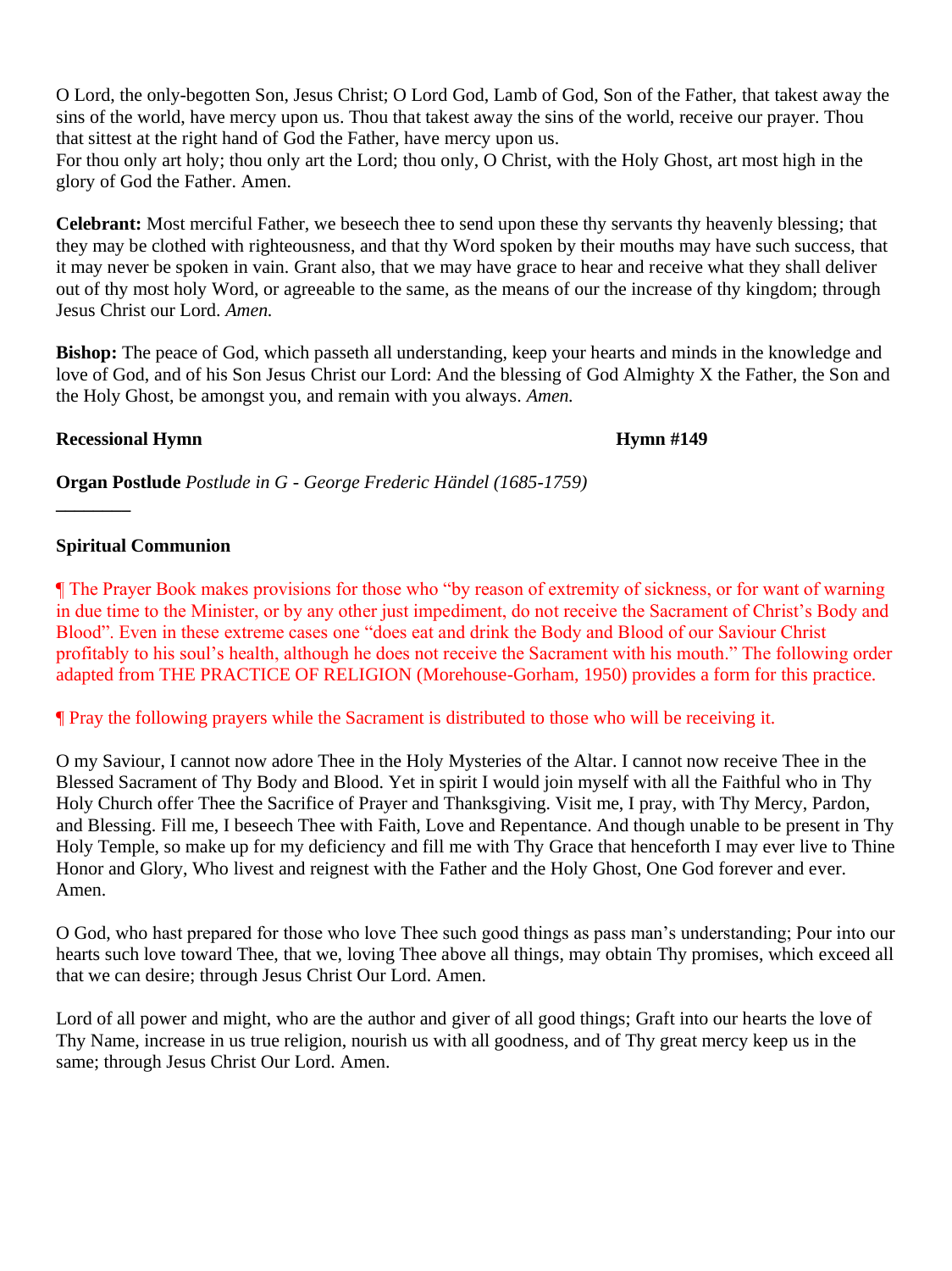O Lord, the only-begotten Son, Jesus Christ; O Lord God, Lamb of God, Son of the Father, that takest away the sins of the world, have mercy upon us. Thou that takest away the sins of the world, receive our prayer. Thou that sittest at the right hand of God the Father, have mercy upon us.
For thou only art holy; thou only art the Lord; thou only, O Christ, with the Holy Ghost, art most high in the glory of God the Father. Amen.

**Celebrant:** Most merciful Father, we beseech thee to send upon these thy servants thy heavenly blessing; that they may be clothed with righteousness, and that thy Word spoken by their mouths may have such success, that it may never be spoken in vain. Grant also, that we may have grace to hear and receive what they shall deliver out of thy most holy Word, or agreeable to the same, as the means of our the increase of thy kingdom; through Jesus Christ our Lord. *Amen.*

**Bishop:** The peace of God, which passeth all understanding, keep your hearts and minds in the knowledge and love of God, and of his Son Jesus Christ our Lord: And the blessing of God Almighty X the Father, the Son and the Holy Ghost, be amongst you, and remain with you always. *Amen.*

**Recessional Hymn** **Hymn #149**

**Organ Postlude** *Postlude in G - George Frederic Händel (1685-1759)*

---

**Spiritual Communion**

¶ The Prayer Book makes provisions for those who "by reason of extremity of sickness, or for want of warning in due time to the Minister, or by any other just impediment, do not receive the Sacrament of Christ's Body and Blood". Even in these extreme cases one "does eat and drink the Body and Blood of our Saviour Christ profitably to his soul's health, although he does not receive the Sacrament with his mouth." The following order adapted from THE PRACTICE OF RELIGION (Morehouse-Gorham, 1950) provides a form for this practice.

¶ Pray the following prayers while the Sacrament is distributed to those who will be receiving it.

O my Saviour, I cannot now adore Thee in the Holy Mysteries of the Altar. I cannot now receive Thee in the Blessed Sacrament of Thy Body and Blood. Yet in spirit I would join myself with all the Faithful who in Thy Holy Church offer Thee the Sacrifice of Prayer and Thanksgiving. Visit me, I pray, with Thy Mercy, Pardon, and Blessing. Fill me, I beseech Thee with Faith, Love and Repentance. And though unable to be present in Thy Holy Temple, so make up for my deficiency and fill me with Thy Grace that henceforth I may ever live to Thine Honor and Glory, Who livest and reignest with the Father and the Holy Ghost, One God forever and ever. Amen.

O God, who hast prepared for those who love Thee such good things as pass man's understanding; Pour into our hearts such love toward Thee, that we, loving Thee above all things, may obtain Thy promises, which exceed all that we can desire; through Jesus Christ Our Lord. Amen.

Lord of all power and might, who are the author and giver of all good things; Graft into our hearts the love of Thy Name, increase in us true religion, nourish us with all goodness, and of Thy great mercy keep us in the same; through Jesus Christ Our Lord. Amen.